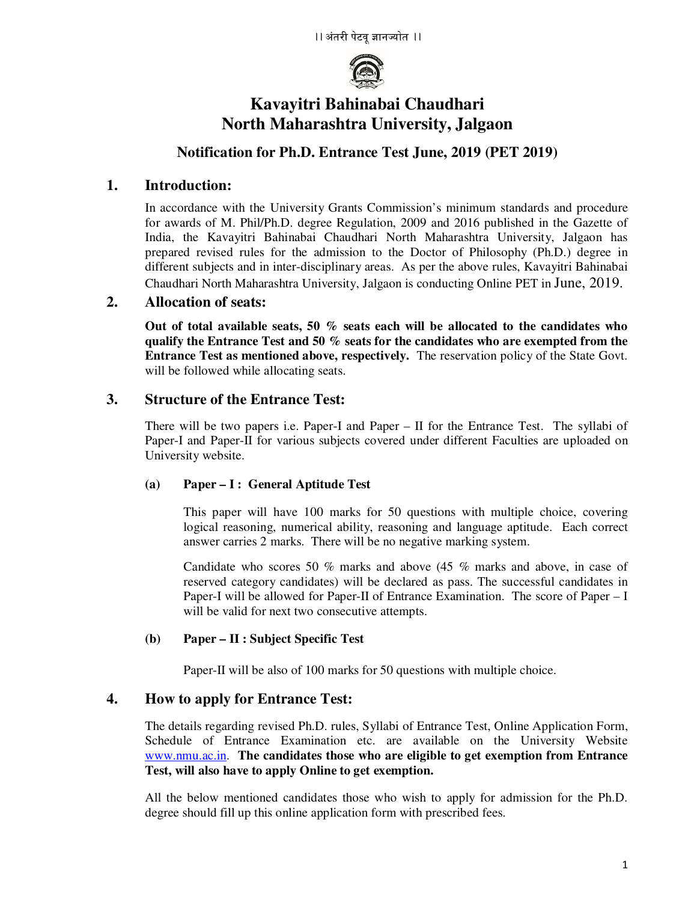।। अंतरी पेटवू ज्ञानज्योत ।।

# Kavayitri Bahinabai Chaudhari North Maharashtra University, Jalgaon

## Notification for Ph.D. Entrance Test June, 2019 (PET 2019)

### 1. Introduction:

In accordance with the University Grants Commission's minimum standards and procedure for awards of M. Phil/Ph.D. degree Regulation, 2009 and 2016 published in the Gazette of India, the Kavayitri Bahinabai Chaudhari North Maharashtra University, Jalgaon has prepared revised rules for the admission to the Doctor of Philosophy (Ph.D.) degree in different subjects and in inter-disciplinary areas. As per the above rules, Kavayitri Bahinabai Chaudhari North Maharashtra University, Jalgaon is conducting Online PET in June, 2019.

### 2. Allocation of seats:

**Out of total available seats, 50 % seats each will be allocated to the candidates who qualify the Entrance Test and 50 % seats for the candidates who are exempted from the Entrance Test as mentioned above, respectively.** The reservation policy of the State Govt. will be followed while allocating seats.

### 3. Structure of the Entrance Test:

There will be two papers i.e. Paper-I and Paper – II for the Entrance Test. The syllabi of Paper-I and Paper-II for various subjects covered under different Faculties are uploaded on University website.

**(a) Paper – I : General Aptitude Test**

This paper will have 100 marks for 50 questions with multiple choice, covering logical reasoning, numerical ability, reasoning and language aptitude. Each correct answer carries 2 marks. There will be no negative marking system.

Candidate who scores 50 % marks and above (45 % marks and above, in case of reserved category candidates) will be declared as pass. The successful candidates in Paper-I will be allowed for Paper-II of Entrance Examination. The score of Paper – I will be valid for next two consecutive attempts.

**(b) Paper – II : Subject Specific Test**

Paper-II will be also of 100 marks for 50 questions with multiple choice.

### 4. How to apply for Entrance Test:

The details regarding revised Ph.D. rules, Syllabi of Entrance Test, Online Application Form, Schedule of Entrance Examination etc. are available on the University Website www.nmu.ac.in. **The candidates those who are eligible to get exemption from Entrance Test, will also have to apply Online to get exemption.**

All the below mentioned candidates those who wish to apply for admission for the Ph.D. degree should fill up this online application form with prescribed fees.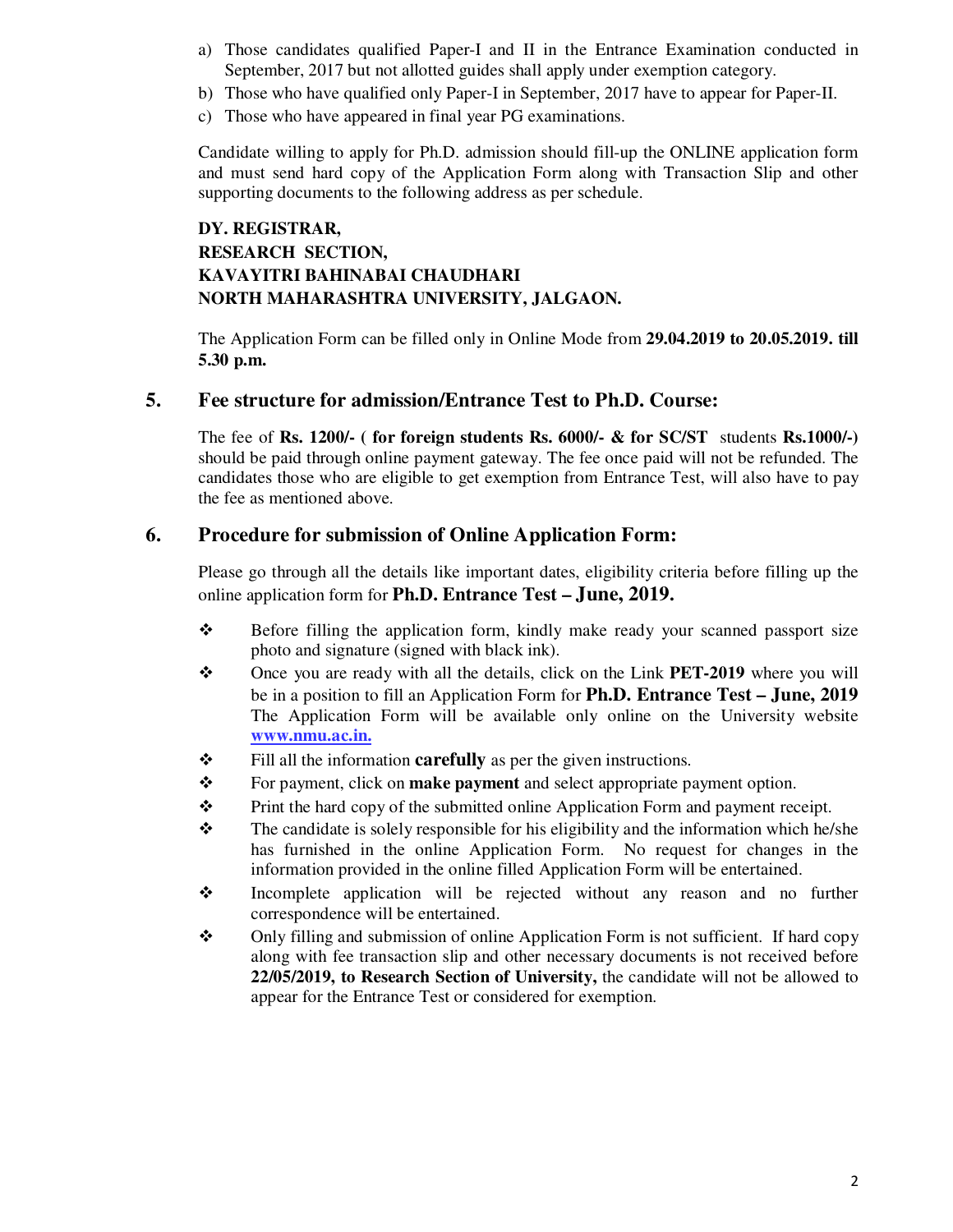a) Those candidates qualified Paper-I and II in the Entrance Examination conducted in September, 2017 but not allotted guides shall apply under exemption category.
b) Those who have qualified only Paper-I in September, 2017 have to appear for Paper-II.
c) Those who have appeared in final year PG examinations.

Candidate willing to apply for Ph.D. admission should fill-up the ONLINE application form and must send hard copy of the Application Form along with Transaction Slip and other supporting documents to the following address as per schedule.

**DY. REGISTRAR,**
**RESEARCH SECTION,**
**KAVAYITRI BAHINABAI CHAUDHARI**
**NORTH MAHARASHTRA UNIVERSITY, JALGAON.**

The Application Form can be filled only in Online Mode from **29.04.2019 to 20.05.2019. till 5.30 p.m.**

## 5. Fee structure for admission/Entrance Test to Ph.D. Course:

The fee of **Rs. 1200/- ( for foreign students Rs. 6000/- & for SC/ST** students **Rs.1000/-)** should be paid through online payment gateway. The fee once paid will not be refunded. The candidates those who are eligible to get exemption from Entrance Test, will also have to pay the fee as mentioned above.

## 6. Procedure for submission of Online Application Form:

Please go through all the details like important dates, eligibility criteria before filling up the online application form for **Ph.D. Entrance Test – June, 2019.**

- ❖ Before filling the application form, kindly make ready your scanned passport size photo and signature (signed with black ink).
- ❖ Once you are ready with all the details, click on the Link **PET-2019** where you will be in a position to fill an Application Form for **Ph.D. Entrance Test – June, 2019** The Application Form will be available only online on the University website **www.nmu.ac.in.**
- ❖ Fill all the information **carefully** as per the given instructions.
- ❖ For payment, click on **make payment** and select appropriate payment option.
- ❖ Print the hard copy of the submitted online Application Form and payment receipt.
- ❖ The candidate is solely responsible for his eligibility and the information which he/she has furnished in the online Application Form. No request for changes in the information provided in the online filled Application Form will be entertained.
- ❖ Incomplete application will be rejected without any reason and no further correspondence will be entertained.
- ❖ Only filling and submission of online Application Form is not sufficient. If hard copy along with fee transaction slip and other necessary documents is not received before **22/05/2019, to Research Section of University,** the candidate will not be allowed to appear for the Entrance Test or considered for exemption.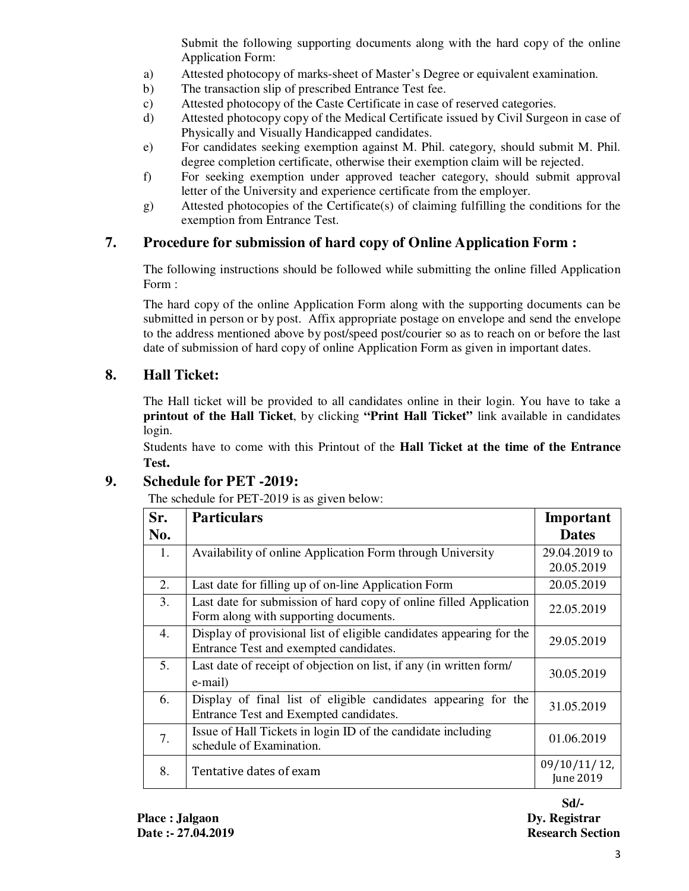Submit the following supporting documents along with the hard copy of the online Application Form:

a) Attested photocopy of marks-sheet of Master's Degree or equivalent examination.
b) The transaction slip of prescribed Entrance Test fee.
c) Attested photocopy of the Caste Certificate in case of reserved categories.
d) Attested photocopy copy of the Medical Certificate issued by Civil Surgeon in case of Physically and Visually Handicapped candidates.
e) For candidates seeking exemption against M. Phil. category, should submit M. Phil. degree completion certificate, otherwise their exemption claim will be rejected.
f) For seeking exemption under approved teacher category, should submit approval letter of the University and experience certificate from the employer.
g) Attested photocopies of the Certificate(s) of claiming fulfilling the conditions for the exemption from Entrance Test.

## 7. Procedure for submission of hard copy of Online Application Form :

The following instructions should be followed while submitting the online filled Application Form :

The hard copy of the online Application Form along with the supporting documents can be submitted in person or by post. Affix appropriate postage on envelope and send the envelope to the address mentioned above by post/speed post/courier so as to reach on or before the last date of submission of hard copy of online Application Form as given in important dates.

## 8. Hall Ticket:

The Hall ticket will be provided to all candidates online in their login. You have to take a **printout of the Hall Ticket**, by clicking **"Print Hall Ticket"** link available in candidates login.

Students have to come with this Printout of the **Hall Ticket at the time of the Entrance Test.**

## 9. Schedule for PET -2019:

The schedule for PET-2019 is as given below:

| Sr. No. | Particulars | Important Dates |
|---|---|---|
| 1. | Availability of online Application Form through University | 29.04.2019 to 20.05.2019 |
| 2. | Last date for filling up of on-line Application Form | 20.05.2019 |
| 3. | Last date for submission of hard copy of online filled Application Form along with supporting documents. | 22.05.2019 |
| 4. | Display of provisional list of eligible candidates appearing for the Entrance Test and exempted candidates. | 29.05.2019 |
| 5. | Last date of receipt of objection on list, if any (in written form/ e-mail) | 30.05.2019 |
| 6. | Display of final list of eligible candidates appearing for the Entrance Test and Exempted candidates. | 31.05.2019 |
| 7. | Issue of Hall Tickets in login ID of the candidate including schedule of Examination. | 01.06.2019 |
| 8. | Tentative dates of exam | 09/10/11/ 12, June 2019 |

Sd/-
Dy. Registrar
Research Section

**Place : Jalgaon**
**Date :- 27.04.2019**